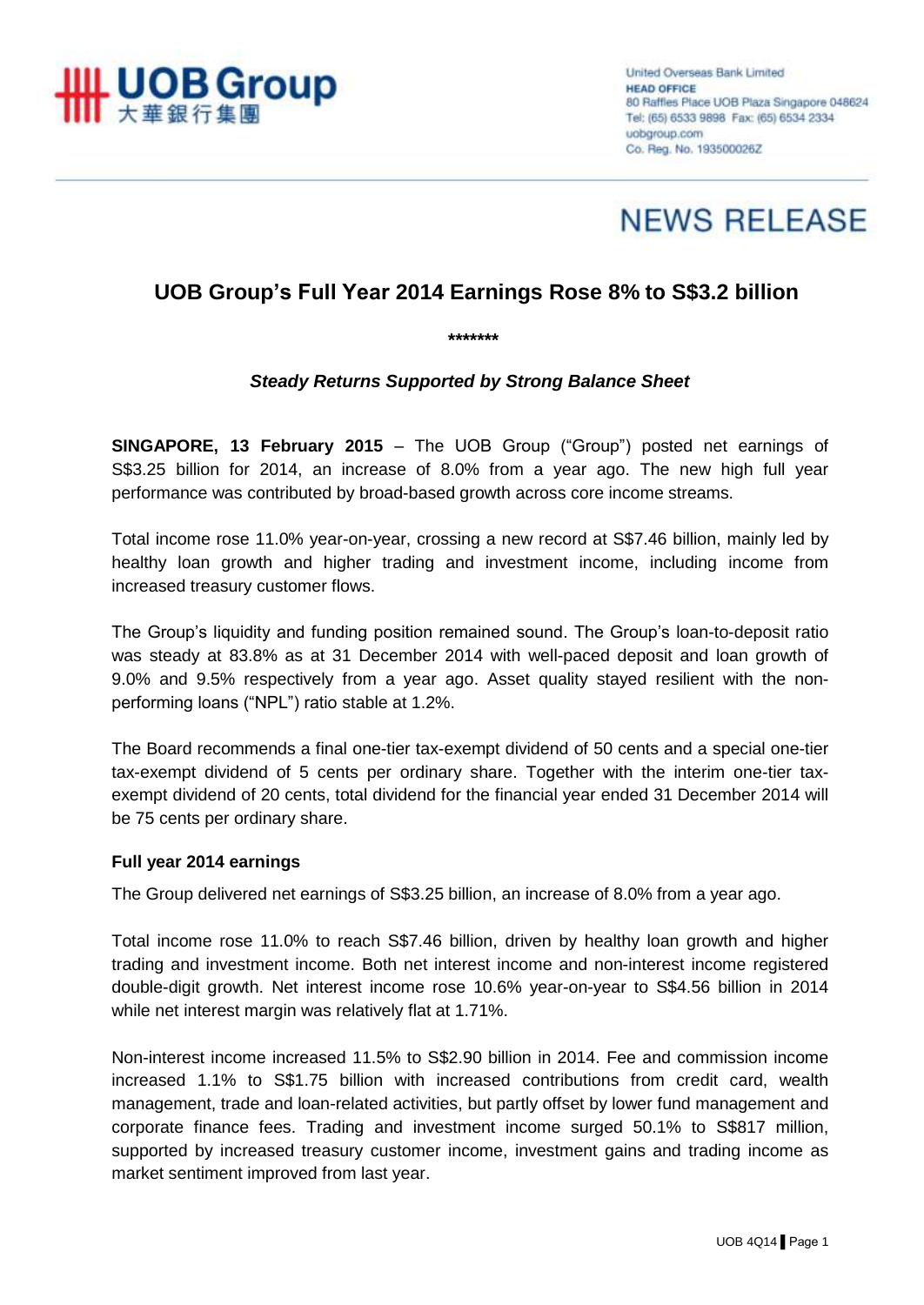United Overseas Bank Limited
**HEAD OFFICE**
80 Raffles Place UOB Plaza Singapore 048624
Tel: (65) 6533 9898 Fax: (65) 6534 2334
uobgroup.com
Co. Reg. No. 193500026Z

# NEWS RELEASE

## UOB Group's Full Year 2014 Earnings Rose 8% to S$3.2 billion

*******

***Steady Returns Supported by Strong Balance Sheet***

**SINGAPORE, 13 February 2015** – The UOB Group ("Group") posted net earnings of S$3.25 billion for 2014, an increase of 8.0% from a year ago. The new high full year performance was contributed by broad-based growth across core income streams.

Total income rose 11.0% year-on-year, crossing a new record at S$7.46 billion, mainly led by healthy loan growth and higher trading and investment income, including income from increased treasury customer flows.

The Group's liquidity and funding position remained sound. The Group's loan-to-deposit ratio was steady at 83.8% as at 31 December 2014 with well-paced deposit and loan growth of 9.0% and 9.5% respectively from a year ago. Asset quality stayed resilient with the non-performing loans ("NPL") ratio stable at 1.2%.

The Board recommends a final one-tier tax-exempt dividend of 50 cents and a special one-tier tax-exempt dividend of 5 cents per ordinary share. Together with the interim one-tier tax-exempt dividend of 20 cents, total dividend for the financial year ended 31 December 2014 will be 75 cents per ordinary share.

### Full year 2014 earnings

The Group delivered net earnings of S$3.25 billion, an increase of 8.0% from a year ago.

Total income rose 11.0% to reach S$7.46 billion, driven by healthy loan growth and higher trading and investment income. Both net interest income and non-interest income registered double-digit growth. Net interest income rose 10.6% year-on-year to S$4.56 billion in 2014 while net interest margin was relatively flat at 1.71%.

Non-interest income increased 11.5% to S$2.90 billion in 2014. Fee and commission income increased 1.1% to S$1.75 billion with increased contributions from credit card, wealth management, trade and loan-related activities, but partly offset by lower fund management and corporate finance fees. Trading and investment income surged 50.1% to S$817 million, supported by increased treasury customer income, investment gains and trading income as market sentiment improved from last year.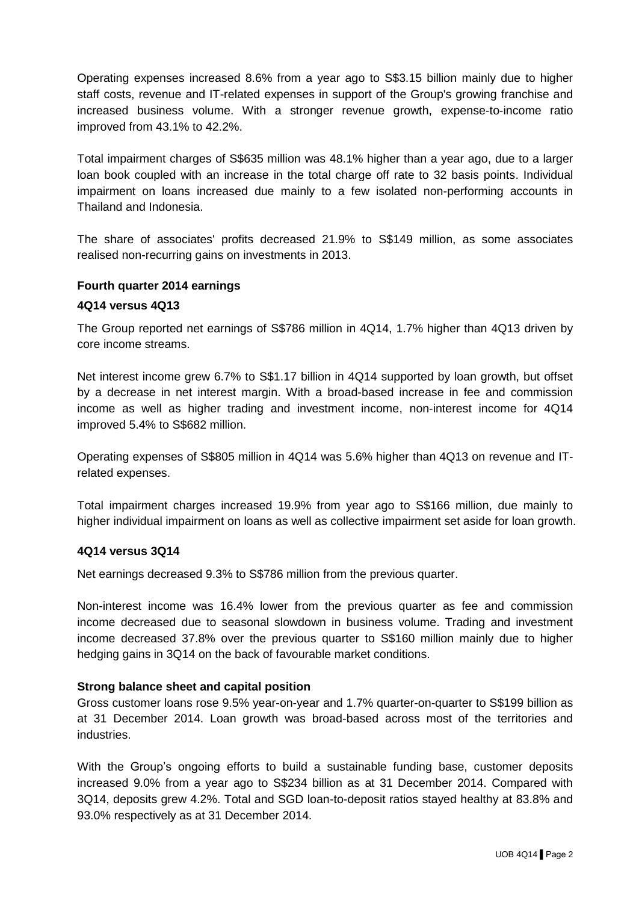Operating expenses increased 8.6% from a year ago to S$3.15 billion mainly due to higher staff costs, revenue and IT-related expenses in support of the Group's growing franchise and increased business volume. With a stronger revenue growth, expense-to-income ratio improved from 43.1% to 42.2%.

Total impairment charges of S$635 million was 48.1% higher than a year ago, due to a larger loan book coupled with an increase in the total charge off rate to 32 basis points. Individual impairment on loans increased due mainly to a few isolated non-performing accounts in Thailand and Indonesia.

The share of associates' profits decreased 21.9% to S$149 million, as some associates realised non-recurring gains on investments in 2013.

**Fourth quarter 2014 earnings**

**4Q14 versus 4Q13**

The Group reported net earnings of S$786 million in 4Q14, 1.7% higher than 4Q13 driven by core income streams.

Net interest income grew 6.7% to S$1.17 billion in 4Q14 supported by loan growth, but offset by a decrease in net interest margin. With a broad-based increase in fee and commission income as well as higher trading and investment income, non-interest income for 4Q14 improved 5.4% to S$682 million.

Operating expenses of S$805 million in 4Q14 was 5.6% higher than 4Q13 on revenue and IT-related expenses.

Total impairment charges increased 19.9% from year ago to S$166 million, due mainly to higher individual impairment on loans as well as collective impairment set aside for loan growth.

**4Q14 versus 3Q14**

Net earnings decreased 9.3% to S$786 million from the previous quarter.

Non-interest income was 16.4% lower from the previous quarter as fee and commission income decreased due to seasonal slowdown in business volume. Trading and investment income decreased 37.8% over the previous quarter to S$160 million mainly due to higher hedging gains in 3Q14 on the back of favourable market conditions.

**Strong balance sheet and capital position**

Gross customer loans rose 9.5% year-on-year and 1.7% quarter-on-quarter to S$199 billion as at 31 December 2014. Loan growth was broad-based across most of the territories and industries.

With the Group's ongoing efforts to build a sustainable funding base, customer deposits increased 9.0% from a year ago to S$234 billion as at 31 December 2014. Compared with 3Q14, deposits grew 4.2%. Total and SGD loan-to-deposit ratios stayed healthy at 83.8% and 93.0% respectively as at 31 December 2014.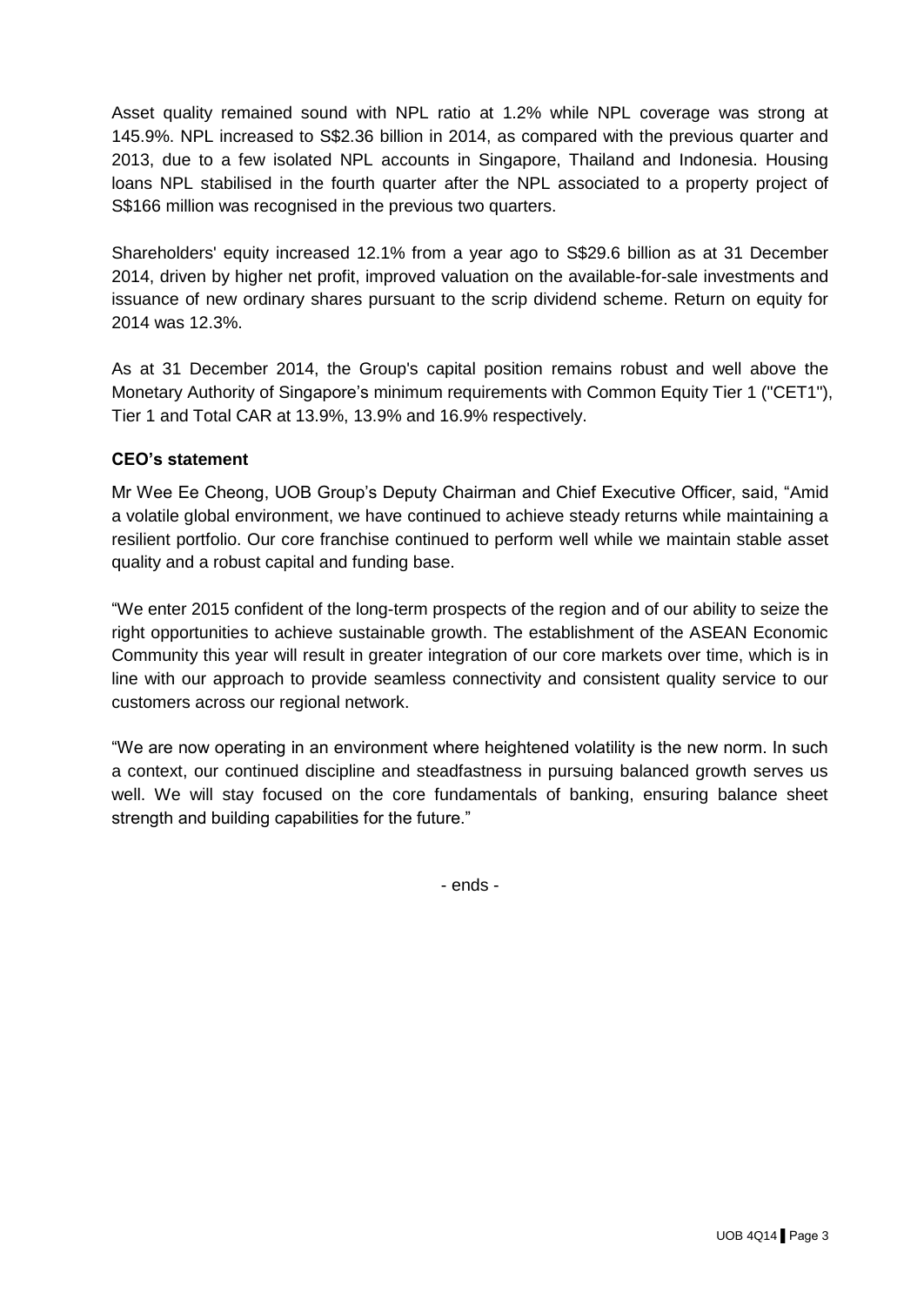Asset quality remained sound with NPL ratio at 1.2% while NPL coverage was strong at 145.9%. NPL increased to S$2.36 billion in 2014, as compared with the previous quarter and 2013, due to a few isolated NPL accounts in Singapore, Thailand and Indonesia. Housing loans NPL stabilised in the fourth quarter after the NPL associated to a property project of S$166 million was recognised in the previous two quarters.

Shareholders' equity increased 12.1% from a year ago to S$29.6 billion as at 31 December 2014, driven by higher net profit, improved valuation on the available-for-sale investments and issuance of new ordinary shares pursuant to the scrip dividend scheme. Return on equity for 2014 was 12.3%.

As at 31 December 2014, the Group's capital position remains robust and well above the Monetary Authority of Singapore's minimum requirements with Common Equity Tier 1 ("CET1"), Tier 1 and Total CAR at 13.9%, 13.9% and 16.9% respectively.

**CEO's statement**

Mr Wee Ee Cheong, UOB Group's Deputy Chairman and Chief Executive Officer, said, "Amid a volatile global environment, we have continued to achieve steady returns while maintaining a resilient portfolio. Our core franchise continued to perform well while we maintain stable asset quality and a robust capital and funding base.

"We enter 2015 confident of the long-term prospects of the region and of our ability to seize the right opportunities to achieve sustainable growth. The establishment of the ASEAN Economic Community this year will result in greater integration of our core markets over time, which is in line with our approach to provide seamless connectivity and consistent quality service to our customers across our regional network.

"We are now operating in an environment where heightened volatility is the new norm. In such a context, our continued discipline and steadfastness in pursuing balanced growth serves us well. We will stay focused on the core fundamentals of banking, ensuring balance sheet strength and building capabilities for the future."

- ends -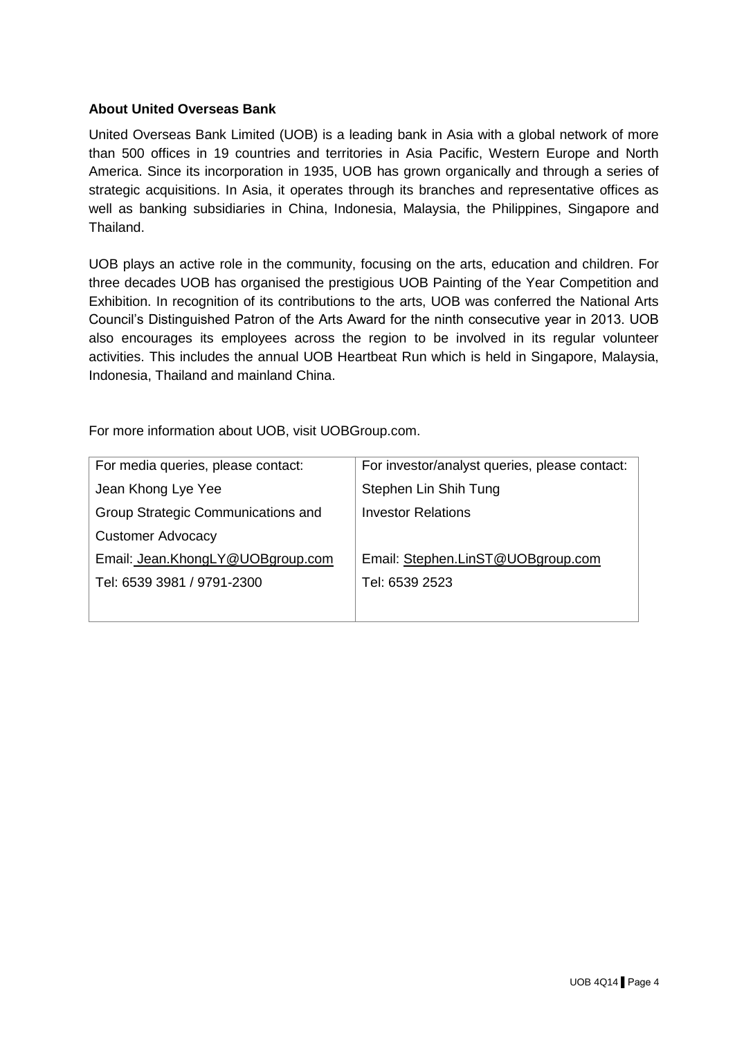**About United Overseas Bank**

United Overseas Bank Limited (UOB) is a leading bank in Asia with a global network of more than 500 offices in 19 countries and territories in Asia Pacific, Western Europe and North America. Since its incorporation in 1935, UOB has grown organically and through a series of strategic acquisitions. In Asia, it operates through its branches and representative offices as well as banking subsidiaries in China, Indonesia, Malaysia, the Philippines, Singapore and Thailand.

UOB plays an active role in the community, focusing on the arts, education and children. For three decades UOB has organised the prestigious UOB Painting of the Year Competition and Exhibition. In recognition of its contributions to the arts, UOB was conferred the National Arts Council's Distinguished Patron of the Arts Award for the ninth consecutive year in 2013. UOB also encourages its employees across the region to be involved in its regular volunteer activities. This includes the annual UOB Heartbeat Run which is held in Singapore, Malaysia, Indonesia, Thailand and mainland China.

For more information about UOB, visit UOBGroup.com.

| For media queries, please contact: | For investor/analyst queries, please contact: |
| --- | --- |
| Jean Khong Lye Yee | Stephen Lin Shih Tung |
| Group Strategic Communications and Customer Advocacy | Investor Relations |
| Email: Jean.KhongLY@UOBgroup.com | Email: Stephen.LinST@UOBgroup.com |
| Tel: 6539 3981 / 9791-2300 | Tel: 6539 2523 |